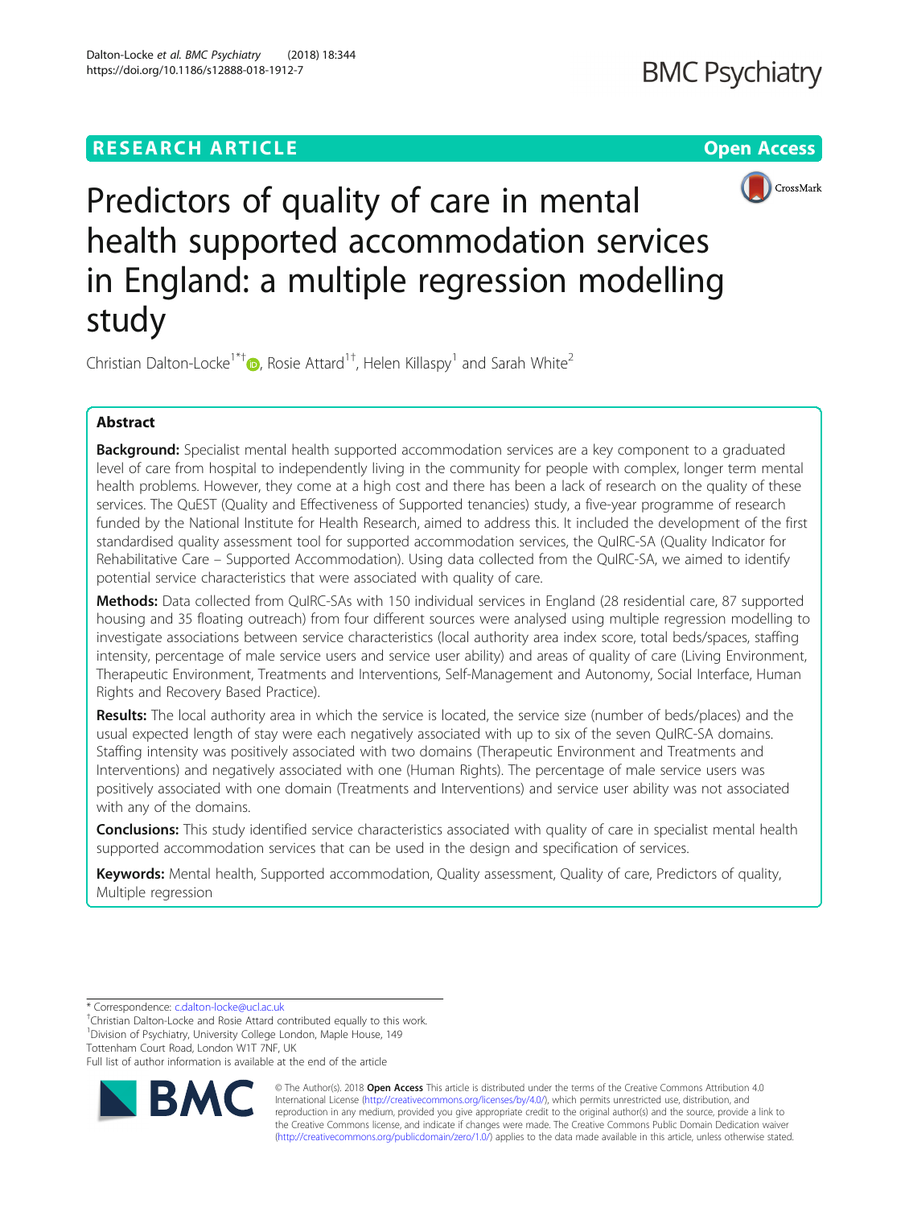RESEARCH ARTICLE

Open Access

# Predictors of quality of care in mental health supported accommodation services in England: a multiple regression modelling study

Christian Dalton-Locke[1*†], Rosie Attard[1†], Helen Killaspy[1] and Sarah White[2]

## Abstract

**Background:** Specialist mental health supported accommodation services are a key component to a graduated level of care from hospital to independently living in the community for people with complex, longer term mental health problems. However, they come at a high cost and there has been a lack of research on the quality of these services. The QuEST (Quality and Effectiveness of Supported tenancies) study, a five-year programme of research funded by the National Institute for Health Research, aimed to address this. It included the development of the first standardised quality assessment tool for supported accommodation services, the QuIRC-SA (Quality Indicator for Rehabilitative Care – Supported Accommodation). Using data collected from the QuIRC-SA, we aimed to identify potential service characteristics that were associated with quality of care.

**Methods:** Data collected from QuIRC-SAs with 150 individual services in England (28 residential care, 87 supported housing and 35 floating outreach) from four different sources were analysed using multiple regression modelling to investigate associations between service characteristics (local authority area index score, total beds/spaces, staffing intensity, percentage of male service users and service user ability) and areas of quality of care (Living Environment, Therapeutic Environment, Treatments and Interventions, Self-Management and Autonomy, Social Interface, Human Rights and Recovery Based Practice).

**Results:** The local authority area in which the service is located, the service size (number of beds/places) and the usual expected length of stay were each negatively associated with up to six of the seven QuIRC-SA domains. Staffing intensity was positively associated with two domains (Therapeutic Environment and Treatments and Interventions) and negatively associated with one (Human Rights). The percentage of male service users was positively associated with one domain (Treatments and Interventions) and service user ability was not associated with any of the domains.

**Conclusions:** This study identified service characteristics associated with quality of care in specialist mental health supported accommodation services that can be used in the design and specification of services.

**Keywords:** Mental health, Supported accommodation, Quality assessment, Quality of care, Predictors of quality, Multiple regression

---

* Correspondence: c.dalton-locke@ucl.ac.uk
†Christian Dalton-Locke and Rosie Attard contributed equally to this work.
[1]Division of Psychiatry, University College London, Maple House, 149 Tottenham Court Road, London W1T 7NF, UK
Full list of author information is available at the end of the article

© The Author(s). 2018 **Open Access** This article is distributed under the terms of the Creative Commons Attribution 4.0 International License (http://creativecommons.org/licenses/by/4.0/), which permits unrestricted use, distribution, and reproduction in any medium, provided you give appropriate credit to the original author(s) and the source, provide a link to the Creative Commons license, and indicate if changes were made. The Creative Commons Public Domain Dedication waiver (http://creativecommons.org/publicdomain/zero/1.0/) applies to the data made available in this article, unless otherwise stated.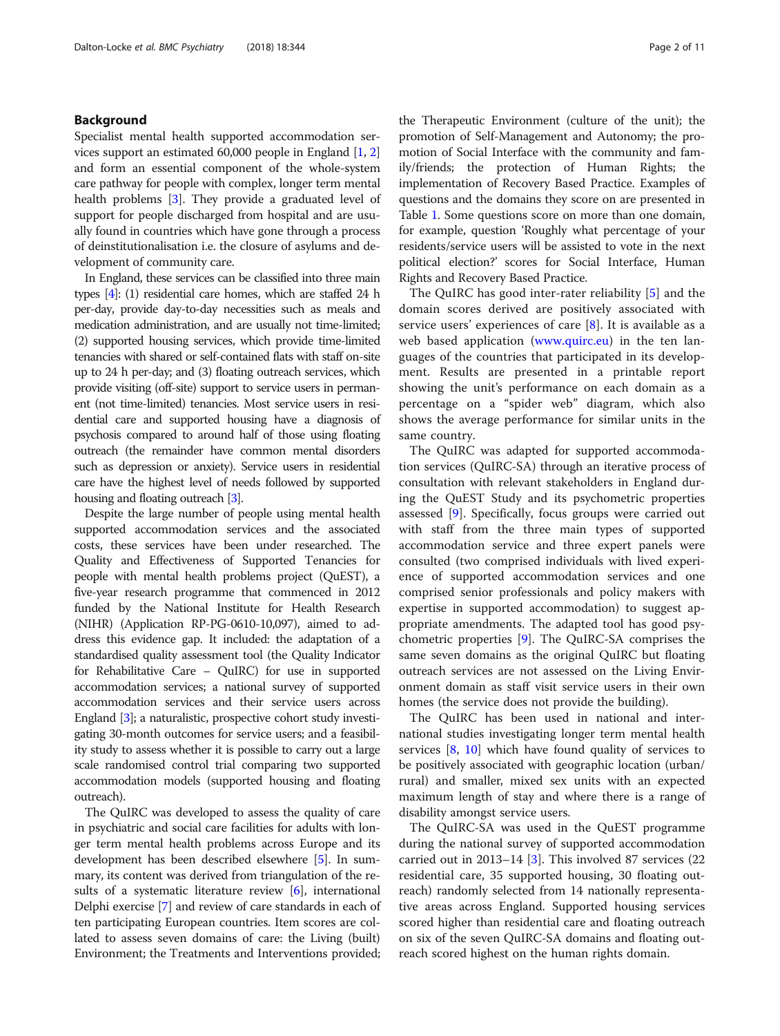## Background

Specialist mental health supported accommodation services support an estimated 60,000 people in England [1, 2] and form an essential component of the whole-system care pathway for people with complex, longer term mental health problems [3]. They provide a graduated level of support for people discharged from hospital and are usually found in countries which have gone through a process of deinstitutionalisation i.e. the closure of asylums and development of community care.

In England, these services can be classified into three main types [4]: (1) residential care homes, which are staffed 24 h per-day, provide day-to-day necessities such as meals and medication administration, and are usually not time-limited; (2) supported housing services, which provide time-limited tenancies with shared or self-contained flats with staff on-site up to 24 h per-day; and (3) floating outreach services, which provide visiting (off-site) support to service users in permanent (not time-limited) tenancies. Most service users in residential care and supported housing have a diagnosis of psychosis compared to around half of those using floating outreach (the remainder have common mental disorders such as depression or anxiety). Service users in residential care have the highest level of needs followed by supported housing and floating outreach [3].

Despite the large number of people using mental health supported accommodation services and the associated costs, these services have been under researched. The Quality and Effectiveness of Supported Tenancies for people with mental health problems project (QuEST), a five-year research programme that commenced in 2012 funded by the National Institute for Health Research (NIHR) (Application RP-PG-0610-10,097), aimed to address this evidence gap. It included: the adaptation of a standardised quality assessment tool (the Quality Indicator for Rehabilitative Care – QuIRC) for use in supported accommodation services; a national survey of supported accommodation services and their service users across England [3]; a naturalistic, prospective cohort study investigating 30-month outcomes for service users; and a feasibility study to assess whether it is possible to carry out a large scale randomised control trial comparing two supported accommodation models (supported housing and floating outreach).

The QuIRC was developed to assess the quality of care in psychiatric and social care facilities for adults with longer term mental health problems across Europe and its development has been described elsewhere [5]. In summary, its content was derived from triangulation of the results of a systematic literature review [6], international Delphi exercise [7] and review of care standards in each of ten participating European countries. Item scores are collated to assess seven domains of care: the Living (built) Environment; the Treatments and Interventions provided; the Therapeutic Environment (culture of the unit); the promotion of Self-Management and Autonomy; the promotion of Social Interface with the community and family/friends; the protection of Human Rights; the implementation of Recovery Based Practice. Examples of questions and the domains they score on are presented in Table 1. Some questions score on more than one domain, for example, question 'Roughly what percentage of your residents/service users will be assisted to vote in the next political election?' scores for Social Interface, Human Rights and Recovery Based Practice.

The QuIRC has good inter-rater reliability [5] and the domain scores derived are positively associated with service users' experiences of care [8]. It is available as a web based application (www.quirc.eu) in the ten languages of the countries that participated in its development. Results are presented in a printable report showing the unit's performance on each domain as a percentage on a "spider web" diagram, which also shows the average performance for similar units in the same country.

The QuIRC was adapted for supported accommodation services (QuIRC-SA) through an iterative process of consultation with relevant stakeholders in England during the QuEST Study and its psychometric properties assessed [9]. Specifically, focus groups were carried out with staff from the three main types of supported accommodation service and three expert panels were consulted (two comprised individuals with lived experience of supported accommodation services and one comprised senior professionals and policy makers with expertise in supported accommodation) to suggest appropriate amendments. The adapted tool has good psychometric properties [9]. The QuIRC-SA comprises the same seven domains as the original QuIRC but floating outreach services are not assessed on the Living Environment domain as staff visit service users in their own homes (the service does not provide the building).

The QuIRC has been used in national and international studies investigating longer term mental health services [8, 10] which have found quality of services to be positively associated with geographic location (urban/rural) and smaller, mixed sex units with an expected maximum length of stay and where there is a range of disability amongst service users.

The QuIRC-SA was used in the QuEST programme during the national survey of supported accommodation carried out in 2013–14 [3]. This involved 87 services (22 residential care, 35 supported housing, 30 floating outreach) randomly selected from 14 nationally representative areas across England. Supported housing services scored higher than residential care and floating outreach on six of the seven QuIRC-SA domains and floating outreach scored highest on the human rights domain.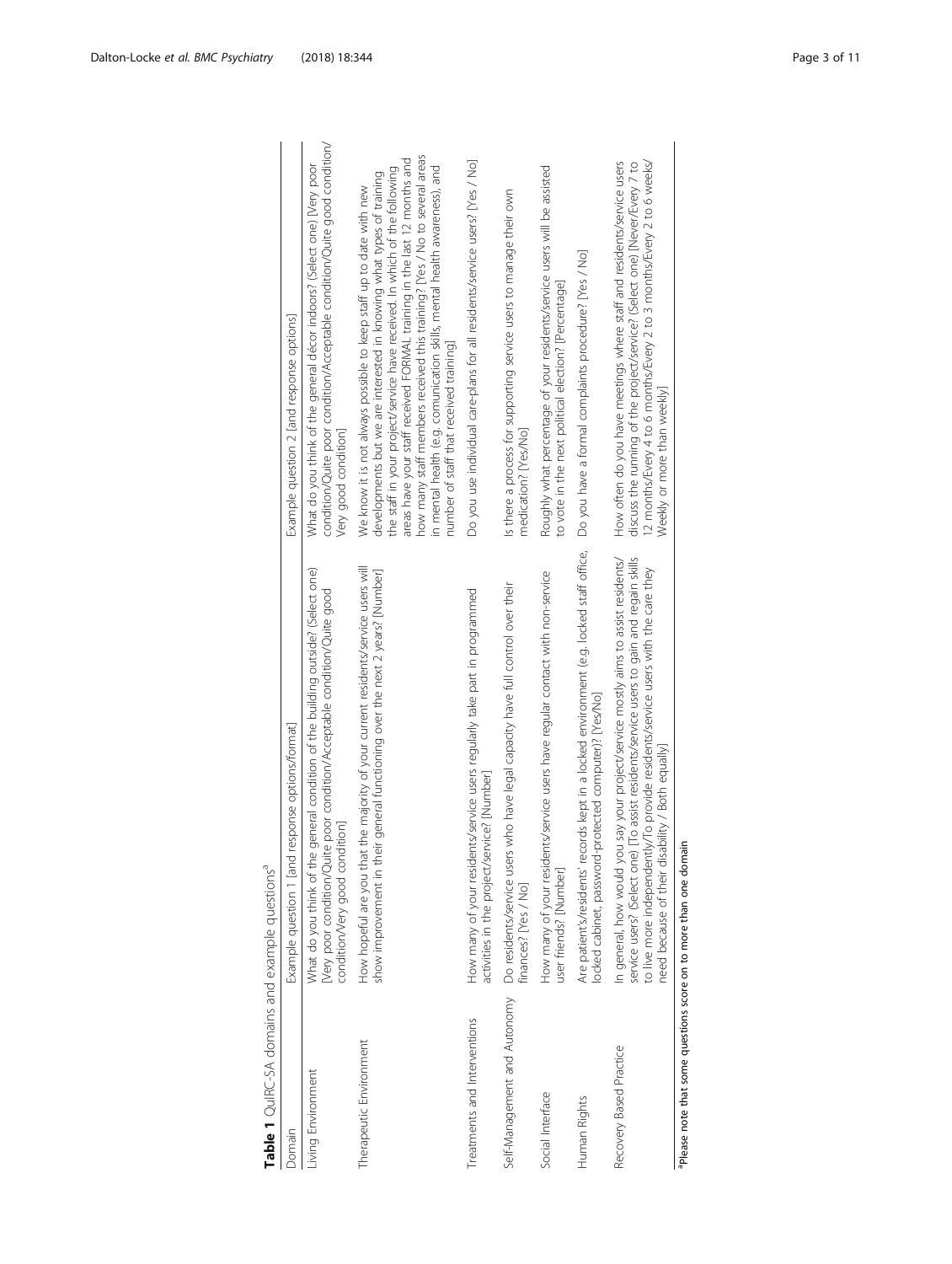**Table 1** QuIRC-SA domains and example questions[a]

| Domain | Example question 1 [and response options/format] | Example question 2 [and response options] |
| --- | --- | --- |
| Living Environment | What do you think of the general condition of the building outside? (Select one) [Very poor condition/Quite poor condition/Acceptable condition/Quite good condition/Very good condition] | What do you think of the general décor indoors? (Select one) [Very poor condition/Quite poor condition/Acceptable condition/Quite good condition/Very good condition] |
| Therapeutic Environment | How hopeful are you that the majority of your current residents/service users will show improvement in their general functioning over the next 2 years? [Number] | We know it is not always possible to keep staff up to date with new developments but we are interested in knowing what types of training the staff in your project/service have received. In which of the following areas have your staff received FORMAL training in the last 12 months and how many staff members received this training? [Yes / No to several areas in mental health (e.g. comunication skills, mental health awareness), and number of staff that received training] |
| Treatments and Interventions | How many of your residents/service users regularly take part in programmed activities in the project/service? [Number] | Do you use individual care-plans for all residents/service users? [Yes / No] |
| Self-Management and Autonomy | Do residents/service users who have legal capacity have full control over their finances? [Yes / No] | Is there a process for supporting service users to manage their own medication? [Yes/No] |
| Social Interface | How many of your residents/service users have regular contact with non-service user friends? [Number] | Roughly what percentage of your residents/service users will be assisted to vote in the next political election? [Percentage] |
| Human Rights | Are patient's/residents' records kept in a locked environment (e.g. locked staff office, locked cabinet, password-protected computer)? [Yes/No] | Do you have a formal complaints procedure? [Yes / No] |
| Recovery Based Practice | In general, how would you say your project/service mostly aims to assist residents/service users? (Select one) [To assist residents/service users to gain and regain skills to live more independently/To provide residents/service users with the care they need because of their disability / Both equally] | How often do you have meetings where staff and residents/service users discuss the running of the project/service? (Select one) [Never/Every 7 to 12 months/Every 4 to 6 months/Every 2 to 3 months/Every 2 to 6 weeks/Weekly or more than weekly] |

[a]Please note that some questions score on to more than one domain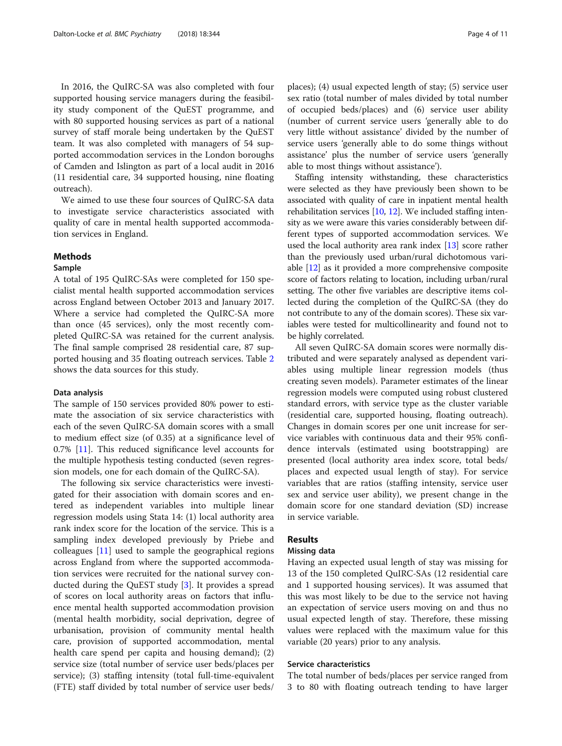In 2016, the QuIRC-SA was also completed with four supported housing service managers during the feasibility study component of the QuEST programme, and with 80 supported housing services as part of a national survey of staff morale being undertaken by the QuEST team. It was also completed with managers of 54 supported accommodation services in the London boroughs of Camden and Islington as part of a local audit in 2016 (11 residential care, 34 supported housing, nine floating outreach).

We aimed to use these four sources of QuIRC-SA data to investigate service characteristics associated with quality of care in mental health supported accommodation services in England.

## Methods

### Sample

A total of 195 QuIRC-SAs were completed for 150 specialist mental health supported accommodation services across England between October 2013 and January 2017. Where a service had completed the QuIRC-SA more than once (45 services), only the most recently completed QuIRC-SA was retained for the current analysis. The final sample comprised 28 residential care, 87 supported housing and 35 floating outreach services. Table 2 shows the data sources for this study.

### Data analysis

The sample of 150 services provided 80% power to estimate the association of six service characteristics with each of the seven QuIRC-SA domain scores with a small to medium effect size (of 0.35) at a significance level of 0.7% [11]. This reduced significance level accounts for the multiple hypothesis testing conducted (seven regression models, one for each domain of the QuIRC-SA).

The following six service characteristics were investigated for their association with domain scores and entered as independent variables into multiple linear regression models using Stata 14: (1) local authority area rank index score for the location of the service. This is a sampling index developed previously by Priebe and colleagues [11] used to sample the geographical regions across England from where the supported accommodation services were recruited for the national survey conducted during the QuEST study [3]. It provides a spread of scores on local authority areas on factors that influence mental health supported accommodation provision (mental health morbidity, social deprivation, degree of urbanisation, provision of community mental health care, provision of supported accommodation, mental health care spend per capita and housing demand); (2) service size (total number of service user beds/places per service); (3) staffing intensity (total full-time-equivalent (FTE) staff divided by total number of service user beds/places); (4) usual expected length of stay; (5) service user sex ratio (total number of males divided by total number of occupied beds/places) and (6) service user ability (number of current service users 'generally able to do very little without assistance' divided by the number of service users 'generally able to do some things without assistance' plus the number of service users 'generally able to most things without assistance').

Staffing intensity withstanding, these characteristics were selected as they have previously been shown to be associated with quality of care in inpatient mental health rehabilitation services [10, 12]. We included staffing intensity as we were aware this varies considerably between different types of supported accommodation services. We used the local authority area rank index [13] score rather than the previously used urban/rural dichotomous variable [12] as it provided a more comprehensive composite score of factors relating to location, including urban/rural setting. The other five variables are descriptive items collected during the completion of the QuIRC-SA (they do not contribute to any of the domain scores). These six variables were tested for multicollinearity and found not to be highly correlated.

All seven QuIRC-SA domain scores were normally distributed and were separately analysed as dependent variables using multiple linear regression models (thus creating seven models). Parameter estimates of the linear regression models were computed using robust clustered standard errors, with service type as the cluster variable (residential care, supported housing, floating outreach). Changes in domain scores per one unit increase for service variables with continuous data and their 95% confidence intervals (estimated using bootstrapping) are presented (local authority area index score, total beds/places and expected usual length of stay). For service variables that are ratios (staffing intensity, service user sex and service user ability), we present change in the domain score for one standard deviation (SD) increase in service variable.

## Results

### Missing data

Having an expected usual length of stay was missing for 13 of the 150 completed QuIRC-SAs (12 residential care and 1 supported housing services). It was assumed that this was most likely to be due to the service not having an expectation of service users moving on and thus no usual expected length of stay. Therefore, these missing values were replaced with the maximum value for this variable (20 years) prior to any analysis.

### Service characteristics

The total number of beds/places per service ranged from 3 to 80 with floating outreach tending to have larger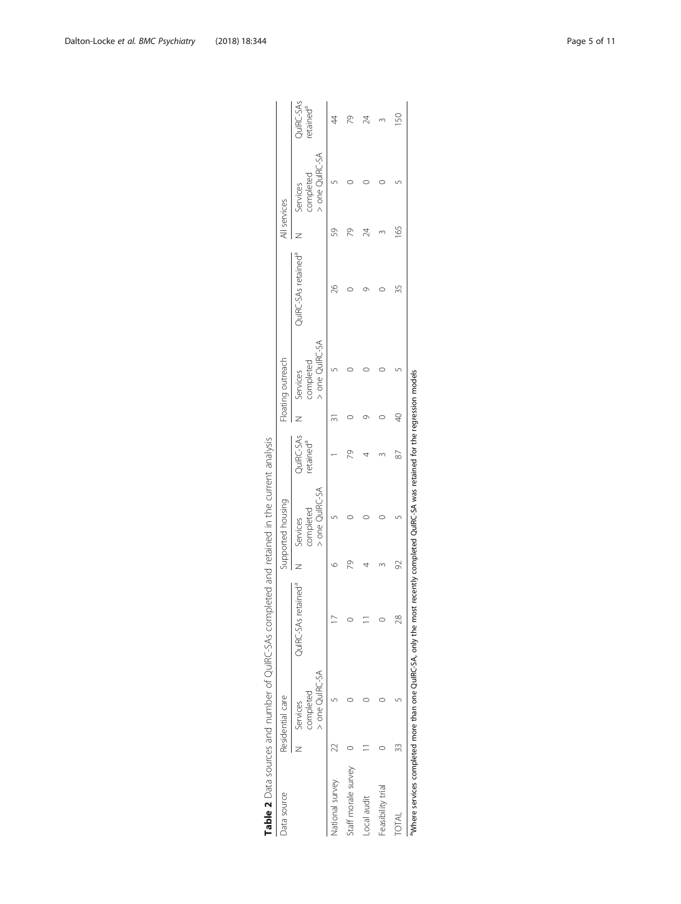**Table 2** Data sources and number of QuIRC-SAs completed and retained in the current analysis

| Data source | Residential care | | | Supported housing | | | Floating outreach | | | All services | | |
|---|---|---|---|---|---|---|---|---|---|---|---|---|
| | N | Services completed > one QuIRC-SA | QuIRC-SAs retained[a] | N | Services completed > one QuIRC-SA | QuIRC-SAs retained[a] | N | Services completed > one QuIRC-SA | QuIRC-SAs retained[a] | N | Services completed > one QuIRC-SA | QuIRC-SAs retained[a] |
| National survey | 22 | 5 | 17 | 6 | 5 | 1 | 31 | 5 | 26 | 59 | 5 | 44 |
| Staff morale survey | 0 | 0 | 0 | 79 | 0 | 79 | 0 | 0 | 0 | 79 | 0 | 79 |
| Local audit | 11 | 0 | 11 | 4 | 0 | 4 | 9 | 0 | 9 | 24 | 0 | 24 |
| Feasibility trial | 0 | 0 | 0 | 3 | 0 | 3 | 0 | 0 | 0 | 3 | 0 | 3 |
| TOTAL | 33 | 5 | 28 | 92 | 5 | 87 | 40 | 5 | 35 | 165 | 5 | 150 |

[a]Where services completed more than one QuIRC-SA, only the most recently completed QuIRC-SA was retained for the regression models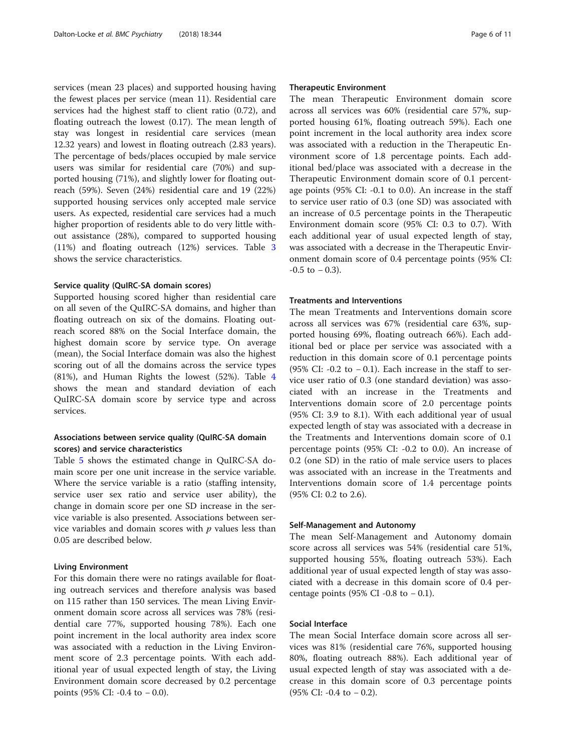services (mean 23 places) and supported housing having the fewest places per service (mean 11). Residential care services had the highest staff to client ratio (0.72), and floating outreach the lowest (0.17). The mean length of stay was longest in residential care services (mean 12.32 years) and lowest in floating outreach (2.83 years). The percentage of beds/places occupied by male service users was similar for residential care (70%) and supported housing (71%), and slightly lower for floating outreach (59%). Seven (24%) residential care and 19 (22%) supported housing services only accepted male service users. As expected, residential care services had a much higher proportion of residents able to do very little without assistance (28%), compared to supported housing (11%) and floating outreach (12%) services. Table 3 shows the service characteristics.

### Service quality (QuIRC-SA domain scores)

Supported housing scored higher than residential care on all seven of the QuIRC-SA domains, and higher than floating outreach on six of the domains. Floating outreach scored 88% on the Social Interface domain, the highest domain score by service type. On average (mean), the Social Interface domain was also the highest scoring out of all the domains across the service types (81%), and Human Rights the lowest (52%). Table 4 shows the mean and standard deviation of each QuIRC-SA domain score by service type and across services.

### Associations between service quality (QuIRC-SA domain scores) and service characteristics

Table 5 shows the estimated change in QuIRC-SA domain score per one unit increase in the service variable. Where the service variable is a ratio (staffing intensity, service user sex ratio and service user ability), the change in domain score per one SD increase in the service variable is also presented. Associations between service variables and domain scores with $p$ values less than 0.05 are described below.

#### Living Environment

For this domain there were no ratings available for floating outreach services and therefore analysis was based on 115 rather than 150 services. The mean Living Environment domain score across all services was 78% (residential care 77%, supported housing 78%). Each one point increment in the local authority area index score was associated with a reduction in the Living Environment score of 2.3 percentage points. With each additional year of usual expected length of stay, the Living Environment domain score decreased by 0.2 percentage points (95% CI: -0.4 to – 0.0).

#### Therapeutic Environment

The mean Therapeutic Environment domain score across all services was 60% (residential care 57%, supported housing 61%, floating outreach 59%). Each one point increment in the local authority area index score was associated with a reduction in the Therapeutic Environment score of 1.8 percentage points. Each additional bed/place was associated with a decrease in the Therapeutic Environment domain score of 0.1 percentage points (95% CI: -0.1 to 0.0). An increase in the staff to service user ratio of 0.3 (one SD) was associated with an increase of 0.5 percentage points in the Therapeutic Environment domain score (95% CI: 0.3 to 0.7). With each additional year of usual expected length of stay, was associated with a decrease in the Therapeutic Environment domain score of 0.4 percentage points (95% CI: -0.5 to – 0.3).

#### Treatments and Interventions

The mean Treatments and Interventions domain score across all services was 67% (residential care 63%, supported housing 69%, floating outreach 66%). Each additional bed or place per service was associated with a reduction in this domain score of 0.1 percentage points (95% CI: -0.2 to – 0.1). Each increase in the staff to service user ratio of 0.3 (one standard deviation) was associated with an increase in the Treatments and Interventions domain score of 2.0 percentage points (95% CI: 3.9 to 8.1). With each additional year of usual expected length of stay was associated with a decrease in the Treatments and Interventions domain score of 0.1 percentage points (95% CI: -0.2 to 0.0). An increase of 0.2 (one SD) in the ratio of male service users to places was associated with an increase in the Treatments and Interventions domain score of 1.4 percentage points (95% CI: 0.2 to 2.6).

#### Self-Management and Autonomy

The mean Self-Management and Autonomy domain score across all services was 54% (residential care 51%, supported housing 55%, floating outreach 53%). Each additional year of usual expected length of stay was associated with a decrease in this domain score of 0.4 percentage points (95% CI -0.8 to – 0.1).

#### Social Interface

The mean Social Interface domain score across all services was 81% (residential care 76%, supported housing 80%, floating outreach 88%). Each additional year of usual expected length of stay was associated with a decrease in this domain score of 0.3 percentage points (95% CI: -0.4 to – 0.2).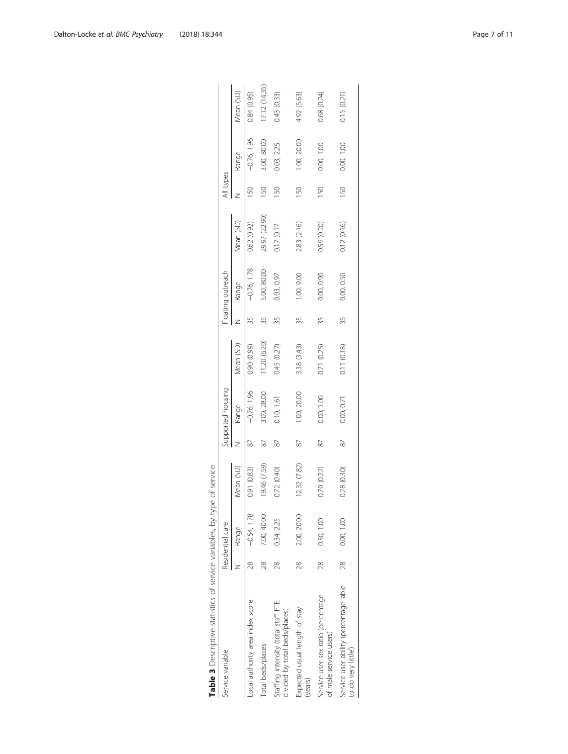**Table 3** Descriptive statistics of service variables, by type of service

| Service variable | Residential care | | | Supported housing | | | Floating outreach | | | All types | | |
|---|---|---|---|---|---|---|---|---|---|---|---|---|
| | N | Range | Mean (SD) | N | Range | Mean (SD) | N | Range | Mean (SD) | N | Range | Mean (SD) |
| Local authority area index score | 28 | −0.54, 1.78 | 0.91 (0.83) | 87 | −0.76, 1.96 | 0.90 (0.99) | 35 | −0.76, 1.78 | 0.62 (0.92) | 150 | −0.76, 1.96 | 0.84 (0.95) |
| Total beds/places | 28 | 7.00, 40.00 | 19.46 (7.59) | 87 | 3.00, 28.00 | 11.20 (5.20) | 35 | 5.00, 80.00 | 29.97 (22.90) | 150 | 3.00, 80.00 | 17.12 (14.35) |
| Staffing intensity (total staff FTE divided by total beds/places) | 28 | 0.34, 2.25 | 0.72 (0.40) | 87 | 0.10, 1.61 | 0.45 (0.27) | 35 | 0.03, 0.97 | 0.17 (0.17 | 150 | 0.03, 2.25 | 0.43 (0.33) |
| Expected usual length of stay (years) | 28 | 2.00, 20.00 | 12.32 (7.82) | 87 | 1.00, 20.00 | 3.38 (3.43) | 35 | 1.00, 9.00 | 2.83 (2.16) | 150 | 1.00, 20.00 | 4.92 (5.63) |
| Service user sex ratio (percentage of male service users) | 28 | 0.30, 1.00 | 0.70 (0.22) | 87 | 0.00, 1.00 | 0.71 (0.25) | 35 | 0.00, 0.90 | 0.59 (0.20) | 150 | 0.00, 1.00 | 0.68 (0.24) |
| Service user ability (percentage 'able to do very little') | 28 | 0.00, 1.00 | 0.28 (0.30) | 87 | 0.00, 0.71 | 0.11 (0.18) | 35 | 0.00, 0.50 | 0.12 (0.16) | 150 | 0.00, 1.00 | 0.15 (0.21) |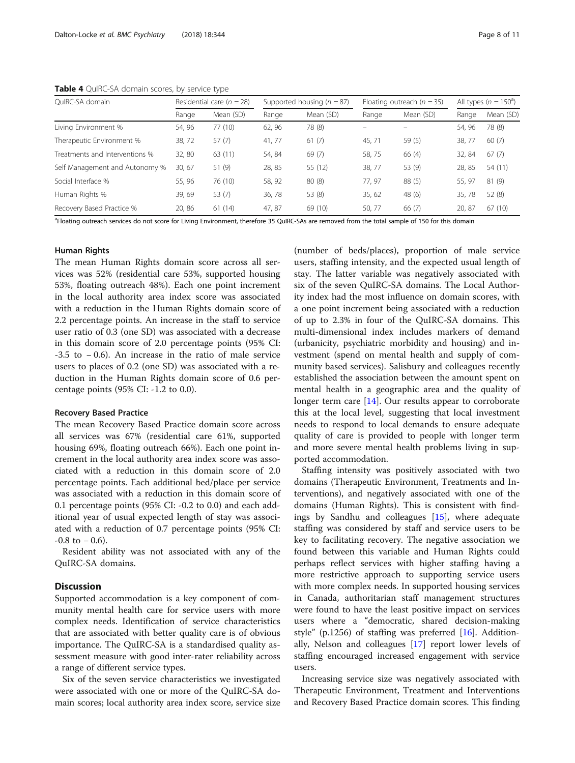**Table 4** QuIRC-SA domain scores, by service type

| QuIRC-SA domain | Residential care ($n$ = 28) | | Supported housing ($n$ = 87) | | Floating outreach ($n$ = 35) | | All types ($n$ = 150[a]) | |
|---|---|---|---|---|---|---|---|---|
| | Range | Mean (SD) | Range | Mean (SD) | Range | Mean (SD) | Range | Mean (SD) |
| Living Environment % | 54, 96 | 77 (10) | 62, 96 | 78 (8) | – | – | 54, 96 | 78 (8) |
| Therapeutic Environment % | 38, 72 | 57 (7) | 41, 77 | 61 (7) | 45, 71 | 59 (5) | 38, 77 | 60 (7) |
| Treatments and Interventions % | 32, 80 | 63 (11) | 54, 84 | 69 (7) | 58, 75 | 66 (4) | 32, 84 | 67 (7) |
| Self Management and Autonomy % | 30, 67 | 51 (9) | 28, 85 | 55 (12) | 38, 77 | 53 (9) | 28, 85 | 54 (11) |
| Social Interface % | 55, 96 | 76 (10) | 58, 92 | 80 (8) | 77, 97 | 88 (5) | 55, 97 | 81 (9) |
| Human Rights % | 39, 69 | 53 (7) | 36, 78 | 53 (8) | 35, 62 | 48 (6) | 35, 78 | 52 (8) |
| Recovery Based Practice % | 20, 86 | 61 (14) | 47, 87 | 69 (10) | 50, 77 | 66 (7) | 20, 87 | 67 (10) |

[a]Floating outreach services do not score for Living Environment, therefore 35 QuIRC-SAs are removed from the total sample of 150 for this domain

#### Human Rights

The mean Human Rights domain score across all services was 52% (residential care 53%, supported housing 53%, floating outreach 48%). Each one point increment in the local authority area index score was associated with a reduction in the Human Rights domain score of 2.2 percentage points. An increase in the staff to service user ratio of 0.3 (one SD) was associated with a decrease in this domain score of 2.0 percentage points (95% CI: -3.5 to − 0.6). An increase in the ratio of male service users to places of 0.2 (one SD) was associated with a reduction in the Human Rights domain score of 0.6 percentage points (95% CI: -1.2 to 0.0).

#### Recovery Based Practice

The mean Recovery Based Practice domain score across all services was 67% (residential care 61%, supported housing 69%, floating outreach 66%). Each one point increment in the local authority area index score was associated with a reduction in this domain score of 2.0 percentage points. Each additional bed/place per service was associated with a reduction in this domain score of 0.1 percentage points (95% CI: -0.2 to 0.0) and each additional year of usual expected length of stay was associated with a reduction of 0.7 percentage points (95% CI: -0.8 to − 0.6).

Resident ability was not associated with any of the QuIRC-SA domains.

## Discussion

Supported accommodation is a key component of community mental health care for service users with more complex needs. Identification of service characteristics that are associated with better quality care is of obvious importance. The QuIRC-SA is a standardised quality assessment measure with good inter-rater reliability across a range of different service types.

Six of the seven service characteristics we investigated were associated with one or more of the QuIRC-SA domain scores; local authority area index score, service size (number of beds/places), proportion of male service users, staffing intensity, and the expected usual length of stay. The latter variable was negatively associated with six of the seven QuIRC-SA domains. The Local Authority index had the most influence on domain scores, with a one point increment being associated with a reduction of up to 2.3% in four of the QuIRC-SA domains. This multi-dimensional index includes markers of demand (urbanicity, psychiatric morbidity and housing) and investment (spend on mental health and supply of community based services). Salisbury and colleagues recently established the association between the amount spent on mental health in a geographic area and the quality of longer term care [14]. Our results appear to corroborate this at the local level, suggesting that local investment needs to respond to local demands to ensure adequate quality of care is provided to people with longer term and more severe mental health problems living in supported accommodation.

Staffing intensity was positively associated with two domains (Therapeutic Environment, Treatments and Interventions), and negatively associated with one of the domains (Human Rights). This is consistent with findings by Sandhu and colleagues [15], where adequate staffing was considered by staff and service users to be key to facilitating recovery. The negative association we found between this variable and Human Rights could perhaps reflect services with higher staffing having a more restrictive approach to supporting service users with more complex needs. In supported housing services in Canada, authoritarian staff management structures were found to have the least positive impact on services users where a "democratic, shared decision-making style" (p.1256) of staffing was preferred [16]. Additionally, Nelson and colleagues [17] report lower levels of staffing encouraged increased engagement with service users.

Increasing service size was negatively associated with Therapeutic Environment, Treatment and Interventions and Recovery Based Practice domain scores. This finding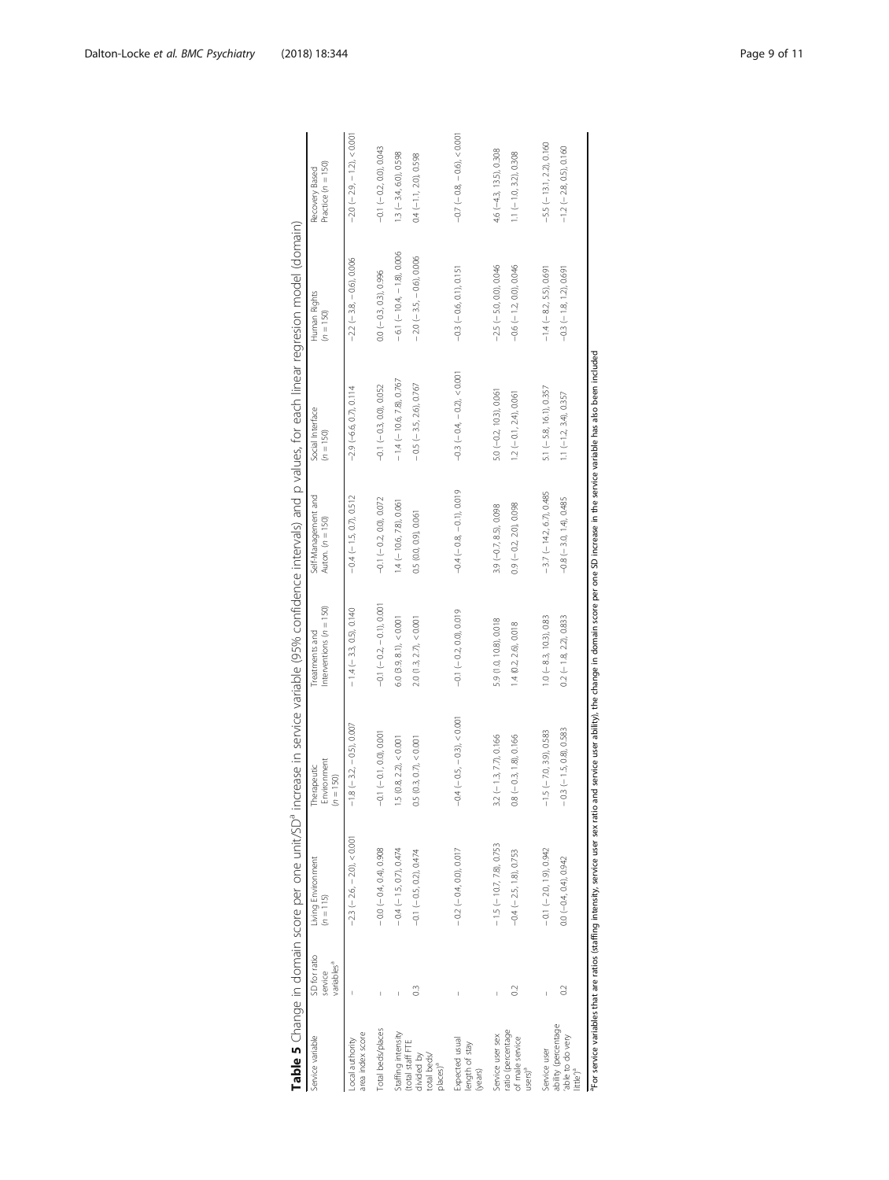**Table 5** Change in domain score per one unit/SD[a] increase in service variable (95% confidence intervals) and p values, for each linear regresion model (domain)

| Service variable | SD for ratio service variables[a] | Living Environment (n = 115) | Therapeutic Environment (n = 150) | Treatments and Interventions (n = 150) | Self-Management and Auton. (n = 150) | Social Interface (n = 150) | Human Rights (n = 150) | Recovery Based Practice (n = 150) |
|---|---|---|---|---|---|---|---|---|
| Local authority area index score | – | −2.3 (− 2.6, − 2.0), < 0.001 | −1.8 (− 3.2, − 0.5), 0.007 | −1.4 (− 3.3, 0.5), 0.140 | −0.4 (− 1.5, 0.7), 0.512 | −2.9 (−6.6, 0.7), 0.114 | −2.2 (− 3.8, − 0.6), 0.006 | −2.0 (− 2.9, − 1.2), < 0.001 |
| Total beds/places | – | −0.0 (− 0.4, 0.4), 0.908 | −0.1 (− 0.1, 0.0), 0.001 | −0.1 (− 0.2, − 0.1), 0.001 | −0.1 (− 0.2, 0.0), 0.072 | −0.1 (− 0.3, 0.0), 0.052 | 0.0 (− 0.3, 0.3), 0.996 | −0.1 (− 0.2, 0.0), 0.043 |
| Staffing intensity (total staff FTE divided by total beds/places)[a] | – | −0.4 (− 1.5, 0.7), 0.474 | 1.5 (0.8, 2.2), < 0.001 | 6.0 (3.9, 8.1), < 0.001 | 1.4 (− 10.6, 7.8), 0.061 | − 1.4 (− 10.6, 7.8), 0.767 | − 6.1 (− 10.4, − 1.8), 0.006 | 1.3 (− 3.4, 6.0), 0.598 |
| | 0.3 | −0.1 (− 0.5, 0.2), 0.474 | 0.5 (0.3, 0.7), < 0.001 | 2.0 (1.3, 2.7), < 0.001 | 0.5 (0.0, 0.9), 0.061 | − 0.5 (− 3.5, 2.6), 0.767 | − 2.0 (− 3.5, − 0.6), 0.006 | 0.4 (− 1.1, 2.0), 0.598 |
| Expected usual length of stay (years) | – | − 0.2 (− 0.4, 0.0), 0.017 | −0.4 (− 0.5, − 0.3), < 0.001 | −0.1 (− 0.2, 0.0), 0.019 | −0.4 (− 0.8, − 0.1), 0.019 | −0.3 (− 0.4, − 0.2), < 0.001 | −0.3 (− 0.6, 0.1), 0.151 | −0.7 (− 0.8, − 0.6), < 0.001 |
| Service user sex ratio (percentage of male service users)[a] | – | − 1.5 (− 10.7, 7.8), 0.753 | 3.2 (− 1.3, 7.7), 0.166 | 5.9 (1.0, 10.8), 0.018 | 3.9 (−0.7, 8.5), 0.098 | 5.0 (−0.2, 10.3), 0.061 | −2.5 (− 5.0, 0.0), 0.046 | 4.6 (−4.3, 13.5), 0.308 |
| | 0.2 | −0.4 (− 2.5, 1.8), 0.753 | 0.8 (− 0.3, 1.8), 0.166 | 1.4 (0.2, 2.6), 0.018 | 0.9 (− 0.2, 2.0), 0.098 | 1.2 (− 0.1, 2.4), 0.061 | −0.6 (− 1.2, 0.0), 0.046 | 1.1 (− 1.0, 3.2), 0.308 |
| Service user ability (percentage 'able to do very little')[a] | – | −0.1 (− 2.0, 1.9), 0.942 | −1.5 (− 7.0, 3.9), 0.583 | 1.0 (− 8.3, 10.3), 0.83 | − 3.7 (− 14.2, 6.7), 0.485 | 5.1 (− 5.8, 16.1), 0.357 | −1.4 (− 8.2, 5.5), 0.691 | −5.5 (− 13.1, 2.2), 0.160 |
| | 0.2 | 0.0 (−0.4, 0.4), 0.942 | − 0.3 (− 1.5, 0.8), 0.583 | 0.2 (− 1.8, 2.2), 0.833 | −0.8 (− 3.0, 1.4), 0.485 | 1.1 (− 1.2, 3.4), 0.357 | −0.3 (− 1.8, 1.2), 0.691 | −1.2 (− 2.8, 0.5), 0.160 |

[a]For service variables that are ratios (staffing intensity, service user sex ratio and service user ability), the change in domain score per one SD increase in the service variable has also been included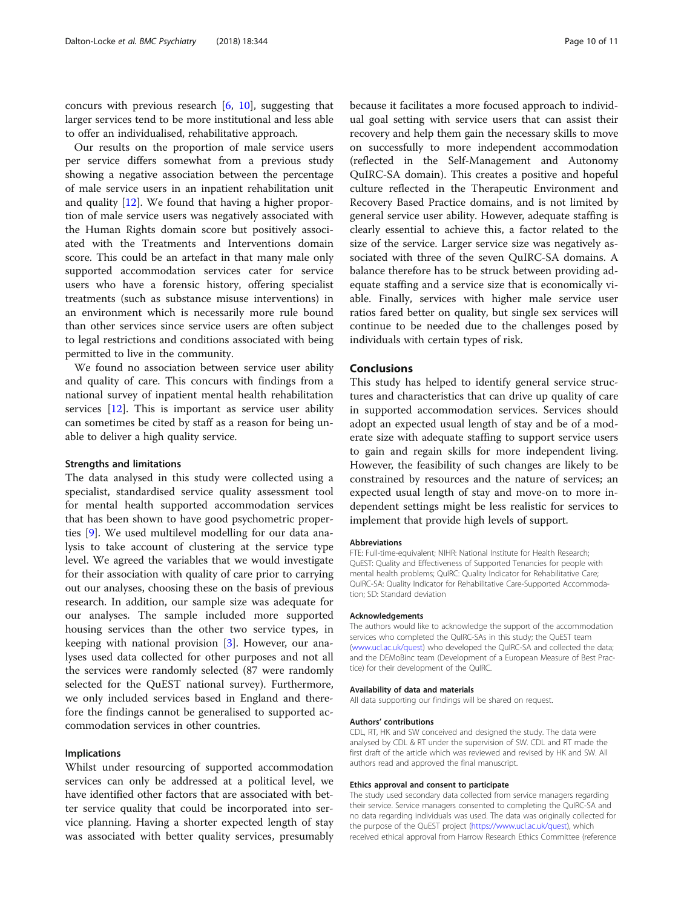concurs with previous research [6, 10], suggesting that larger services tend to be more institutional and less able to offer an individualised, rehabilitative approach.

Our results on the proportion of male service users per service differs somewhat from a previous study showing a negative association between the percentage of male service users in an inpatient rehabilitation unit and quality [12]. We found that having a higher proportion of male service users was negatively associated with the Human Rights domain score but positively associated with the Treatments and Interventions domain score. This could be an artefact in that many male only supported accommodation services cater for service users who have a forensic history, offering specialist treatments (such as substance misuse interventions) in an environment which is necessarily more rule bound than other services since service users are often subject to legal restrictions and conditions associated with being permitted to live in the community.

We found no association between service user ability and quality of care. This concurs with findings from a national survey of inpatient mental health rehabilitation services [12]. This is important as service user ability can sometimes be cited by staff as a reason for being unable to deliver a high quality service.

### Strengths and limitations

The data analysed in this study were collected using a specialist, standardised service quality assessment tool for mental health supported accommodation services that has been shown to have good psychometric properties [9]. We used multilevel modelling for our data analysis to take account of clustering at the service type level. We agreed the variables that we would investigate for their association with quality of care prior to carrying out our analyses, choosing these on the basis of previous research. In addition, our sample size was adequate for our analyses. The sample included more supported housing services than the other two service types, in keeping with national provision [3]. However, our analyses used data collected for other purposes and not all the services were randomly selected (87 were randomly selected for the QuEST national survey). Furthermore, we only included services based in England and therefore the findings cannot be generalised to supported accommodation services in other countries.

### Implications

Whilst under resourcing of supported accommodation services can only be addressed at a political level, we have identified other factors that are associated with better service quality that could be incorporated into service planning. Having a shorter expected length of stay was associated with better quality services, presumably because it facilitates a more focused approach to individual goal setting with service users that can assist their recovery and help them gain the necessary skills to move on successfully to more independent accommodation (reflected in the Self-Management and Autonomy QuIRC-SA domain). This creates a positive and hopeful culture reflected in the Therapeutic Environment and Recovery Based Practice domains, and is not limited by general service user ability. However, adequate staffing is clearly essential to achieve this, a factor related to the size of the service. Larger service size was negatively associated with three of the seven QuIRC-SA domains. A balance therefore has to be struck between providing adequate staffing and a service size that is economically viable. Finally, services with higher male service user ratios fared better on quality, but single sex services will continue to be needed due to the challenges posed by individuals with certain types of risk.

## Conclusions

This study has helped to identify general service structures and characteristics that can drive up quality of care in supported accommodation services. Services should adopt an expected usual length of stay and be of a moderate size with adequate staffing to support service users to gain and regain skills for more independent living. However, the feasibility of such changes are likely to be constrained by resources and the nature of services; an expected usual length of stay and move-on to more independent settings might be less realistic for services to implement that provide high levels of support.

#### Abbreviations

FTE: Full-time-equivalent; NIHR: National Institute for Health Research; QuEST: Quality and Effectiveness of Supported Tenancies for people with mental health problems; QuIRC: Quality Indicator for Rehabilitative Care; QuIRC-SA: Quality Indicator for Rehabilitative Care-Supported Accommodation; SD: Standard deviation

#### Acknowledgements

The authors would like to acknowledge the support of the accommodation services who completed the QuIRC-SAs in this study; the QuEST team (www.ucl.ac.uk/quest) who developed the QuIRC-SA and collected the data; and the DEMoBinc team (Development of a European Measure of Best Practice) for their development of the QuIRC.

#### Availability of data and materials

All data supporting our findings will be shared on request.

#### Authors' contributions

CDL, RT, HK and SW conceived and designed the study. The data were analysed by CDL & RT under the supervision of SW. CDL and RT made the first draft of the article which was reviewed and revised by HK and SW. All authors read and approved the final manuscript.

#### Ethics approval and consent to participate

The study used secondary data collected from service managers regarding their service. Service managers consented to completing the QuIRC-SA and no data regarding individuals was used. The data was originally collected for the purpose of the QuEST project (https://www.ucl.ac.uk/quest), which received ethical approval from Harrow Research Ethics Committee (reference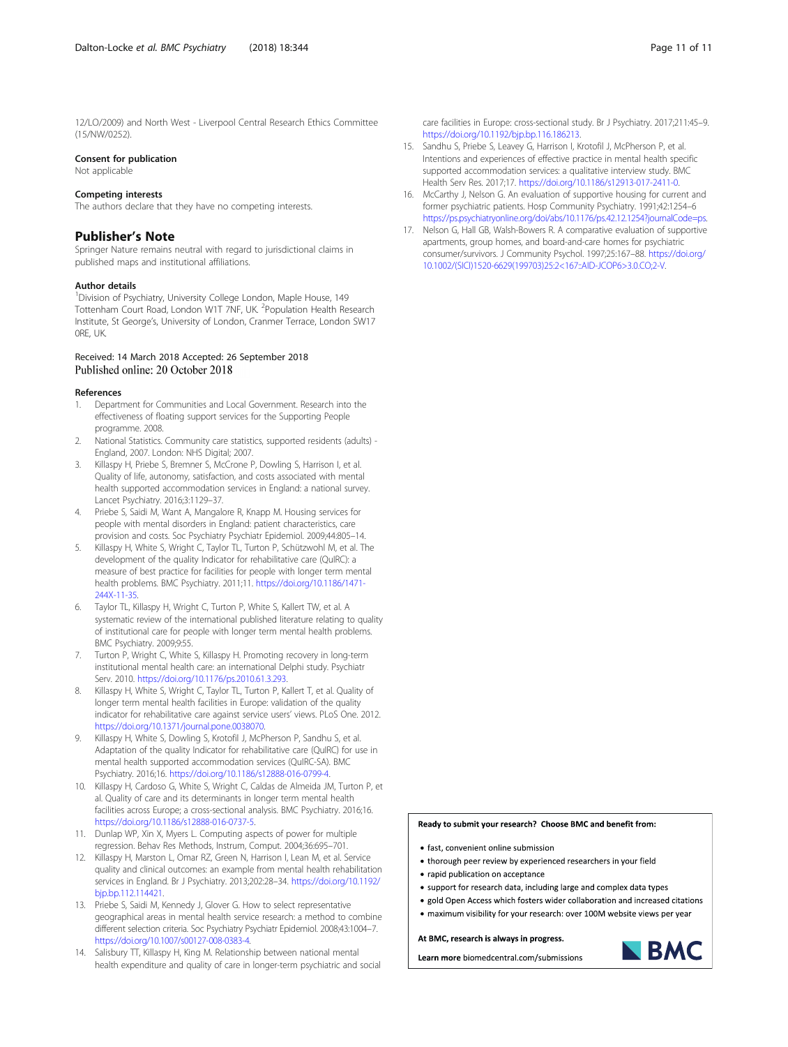12/LO/2009) and North West - Liverpool Central Research Ethics Committee (15/NW/0252).

### Consent for publication

Not applicable

### Competing interests

The authors declare that they have no competing interests.

## Publisher's Note

Springer Nature remains neutral with regard to jurisdictional claims in published maps and institutional affiliations.

### Author details

[1]Division of Psychiatry, University College London, Maple House, 149 Tottenham Court Road, London W1T 7NF, UK. [2]Population Health Research Institute, St George's, University of London, Cranmer Terrace, London SW17 0RE, UK.

Received: 14 March 2018 Accepted: 26 September 2018
Published online: 20 October 2018

### References

1. Department for Communities and Local Government. Research into the effectiveness of floating support services for the Supporting People programme. 2008.
2. National Statistics. Community care statistics, supported residents (adults) - England, 2007. London: NHS Digital; 2007.
3. Killaspy H, Priebe S, Bremner S, McCrone P, Dowling S, Harrison I, et al. Quality of life, autonomy, satisfaction, and costs associated with mental health supported accommodation services in England: a national survey. Lancet Psychiatry. 2016;3:1129–37.
4. Priebe S, Saidi M, Want A, Mangalore R, Knapp M. Housing services for people with mental disorders in England: patient characteristics, care provision and costs. Soc Psychiatry Psychiatr Epidemiol. 2009;44:805–14.
5. Killaspy H, White S, Wright C, Taylor TL, Turton P, Schützwohl M, et al. The development of the quality Indicator for rehabilitative care (QuIRC): a measure of best practice for facilities for people with longer term mental health problems. BMC Psychiatry. 2011;11. https://doi.org/10.1186/1471-244X-11-35.
6. Taylor TL, Killaspy H, Wright C, Turton P, White S, Kallert TW, et al. A systematic review of the international published literature relating to quality of institutional care for people with longer term mental health problems. BMC Psychiatry. 2009;9:55.
7. Turton P, Wright C, White S, Killaspy H. Promoting recovery in long-term institutional mental health care: an international Delphi study. Psychiatr Serv. 2010. https://doi.org/10.1176/ps.2010.61.3.293.
8. Killaspy H, White S, Wright C, Taylor TL, Turton P, Kallert T, et al. Quality of longer term mental health facilities in Europe: validation of the quality indicator for rehabilitative care against service users' views. PLoS One. 2012. https://doi.org/10.1371/journal.pone.0038070.
9. Killaspy H, White S, Dowling S, Krotofil J, McPherson P, Sandhu S, et al. Adaptation of the quality Indicator for rehabilitative care (QuIRC) for use in mental health supported accommodation services (QuIRC-SA). BMC Psychiatry. 2016;16. https://doi.org/10.1186/s12888-016-0799-4.
10. Killaspy H, Cardoso G, White S, Wright C, Caldas de Almeida JM, Turton P, et al. Quality of care and its determinants in longer term mental health facilities across Europe; a cross-sectional analysis. BMC Psychiatry. 2016;16. https://doi.org/10.1186/s12888-016-0737-5.
11. Dunlap WP, Xin X, Myers L. Computing aspects of power for multiple regression. Behav Res Methods, Instrum, Comput. 2004;36:695–701.
12. Killaspy H, Marston L, Omar RZ, Green N, Harrison I, Lean M, et al. Service quality and clinical outcomes: an example from mental health rehabilitation services in England. Br J Psychiatry. 2013;202:28–34. https://doi.org/10.1192/bjp.bp.112.114421.
13. Priebe S, Saidi M, Kennedy J, Glover G. How to select representative geographical areas in mental health service research: a method to combine different selection criteria. Soc Psychiatry Psychiatr Epidemiol. 2008;43:1004–7. https://doi.org/10.1007/s00127-008-0383-4.
14. Salisbury TT, Killaspy H, King M. Relationship between national mental health expenditure and quality of care in longer-term psychiatric and social care facilities in Europe: cross-sectional study. Br J Psychiatry. 2017;211:45–9. https://doi.org/10.1192/bjp.bp.116.186213.
15. Sandhu S, Priebe S, Leavey G, Harrison I, Krotofil J, McPherson P, et al. Intentions and experiences of effective practice in mental health specific supported accommodation services: a qualitative interview study. BMC Health Serv Res. 2017;17. https://doi.org/10.1186/s12913-017-2411-0.
16. McCarthy J, Nelson G. An evaluation of supportive housing for current and former psychiatric patients. Hosp Community Psychiatry. 1991;42:1254–6 https://ps.psychiatryonline.org/doi/abs/10.1176/ps.42.12.1254?journalCode=ps.
17. Nelson G, Hall GB, Walsh-Bowers R. A comparative evaluation of supportive apartments, group homes, and board-and-care homes for psychiatric consumer/survivors. J Community Psychol. 1997;25:167–88. https://doi.org/10.1002/(SICI)1520-6629(199703)25:2<167::AID-JCOP6>3.0.CO;2-V.

**Ready to submit your research? Choose BMC and benefit from:**

- fast, convenient online submission
- thorough peer review by experienced researchers in your field
- rapid publication on acceptance
- support for research data, including large and complex data types
- gold Open Access which fosters wider collaboration and increased citations
- maximum visibility for your research: over 100M website views per year

**At BMC, research is always in progress.**

**Learn more** biomedcentral.com/submissions